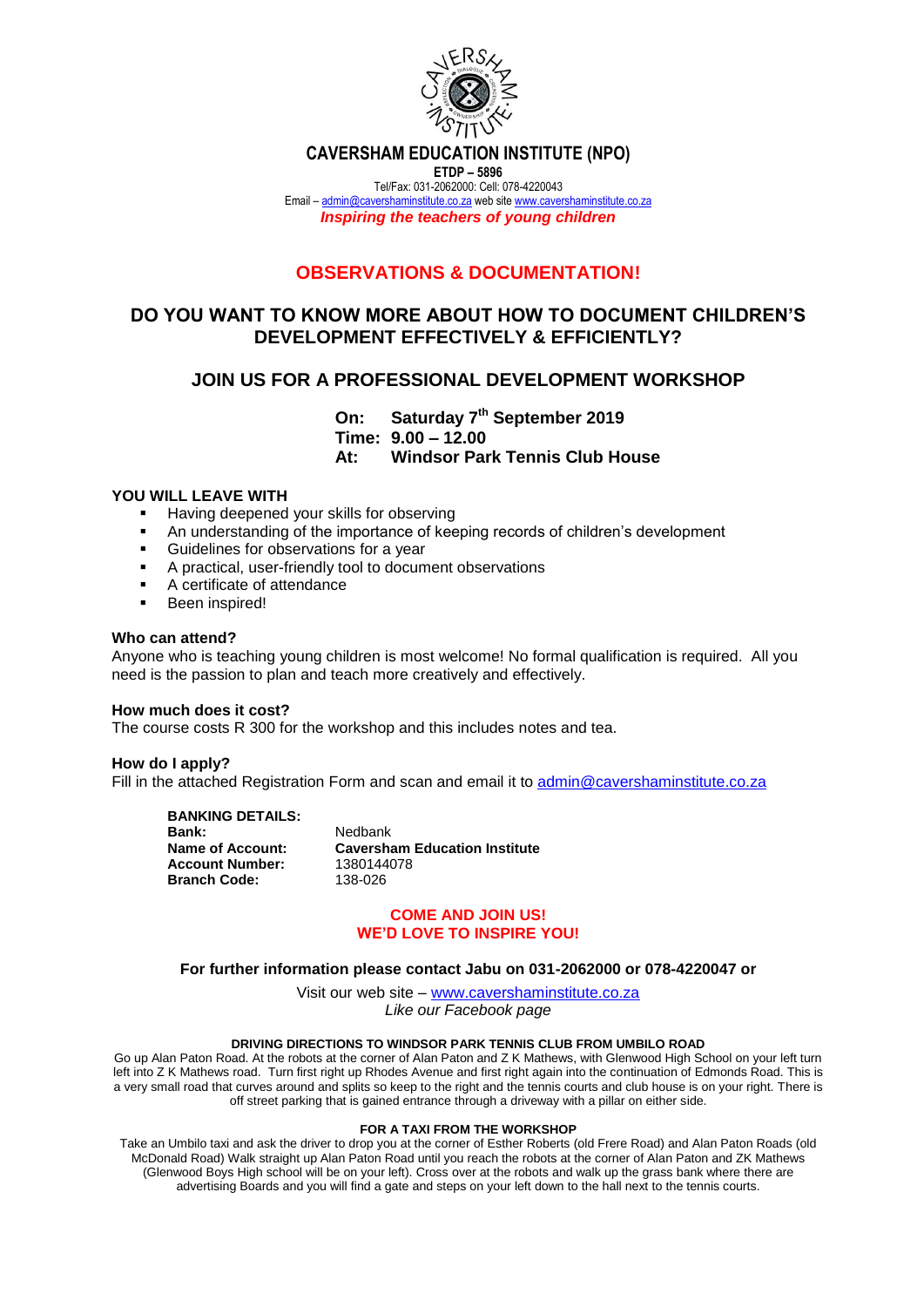# CAVERSHAM EDUCATION INSTITUTE (NPO)

**ETDP – 5896**

Tel/Fax: 031-2062000: Cell: 078-4220043

Email – admin@cavershaminstitute.co.za web site www.cavershaminstitute.co.za

***Inspiring the teachers of young children***

## OBSERVATIONS & DOCUMENTATION!

## DO YOU WANT TO KNOW MORE ABOUT HOW TO DOCUMENT CHILDREN'S DEVELOPMENT EFFECTIVELY & EFFICIENTLY?

## JOIN US FOR A PROFESSIONAL DEVELOPMENT WORKSHOP

**On: Saturday 7th September 2019**
**Time: 9.00 – 12.00**
**At: Windsor Park Tennis Club House**

### YOU WILL LEAVE WITH

- Having deepened your skills for observing
- An understanding of the importance of keeping records of children's development
- Guidelines for observations for a year
- A practical, user-friendly tool to document observations
- A certificate of attendance
- Been inspired!

**Who can attend?**

Anyone who is teaching young children is most welcome! No formal qualification is required. All you need is the passion to plan and teach more creatively and effectively.

**How much does it cost?**

The course costs R 300 for the workshop and this includes notes and tea.

**How do I apply?**

Fill in the attached Registration Form and scan and email it to admin@cavershaminstitute.co.za

**BANKING DETAILS:**

| | |
|---|---|
| **Bank:** | Nedbank |
| **Name of Account:** | **Caversham Education Institute** |
| **Account Number:** | 1380144078 |
| **Branch Code:** | 138-026 |

**COME AND JOIN US!**
**WE'D LOVE TO INSPIRE YOU!**

**For further information please contact Jabu on 031-2062000 or 078-4220047 or**

Visit our web site – www.cavershaminstitute.co.za

*Like our Facebook page*

**DRIVING DIRECTIONS TO WINDSOR PARK TENNIS CLUB FROM UMBILO ROAD**

Go up Alan Paton Road. At the robots at the corner of Alan Paton and Z K Mathews, with Glenwood High School on your left turn left into Z K Mathews road. Turn first right up Rhodes Avenue and first right again into the continuation of Edmonds Road. This is a very small road that curves around and splits so keep to the right and the tennis courts and club house is on your right. There is off street parking that is gained entrance through a driveway with a pillar on either side.

**FOR A TAXI FROM THE WORKSHOP**

Take an Umbilo taxi and ask the driver to drop you at the corner of Esther Roberts (old Frere Road) and Alan Paton Roads (old McDonald Road) Walk straight up Alan Paton Road until you reach the robots at the corner of Alan Paton and ZK Mathews (Glenwood Boys High school will be on your left). Cross over at the robots and walk up the grass bank where there are advertising Boards and you will find a gate and steps on your left down to the hall next to the tennis courts.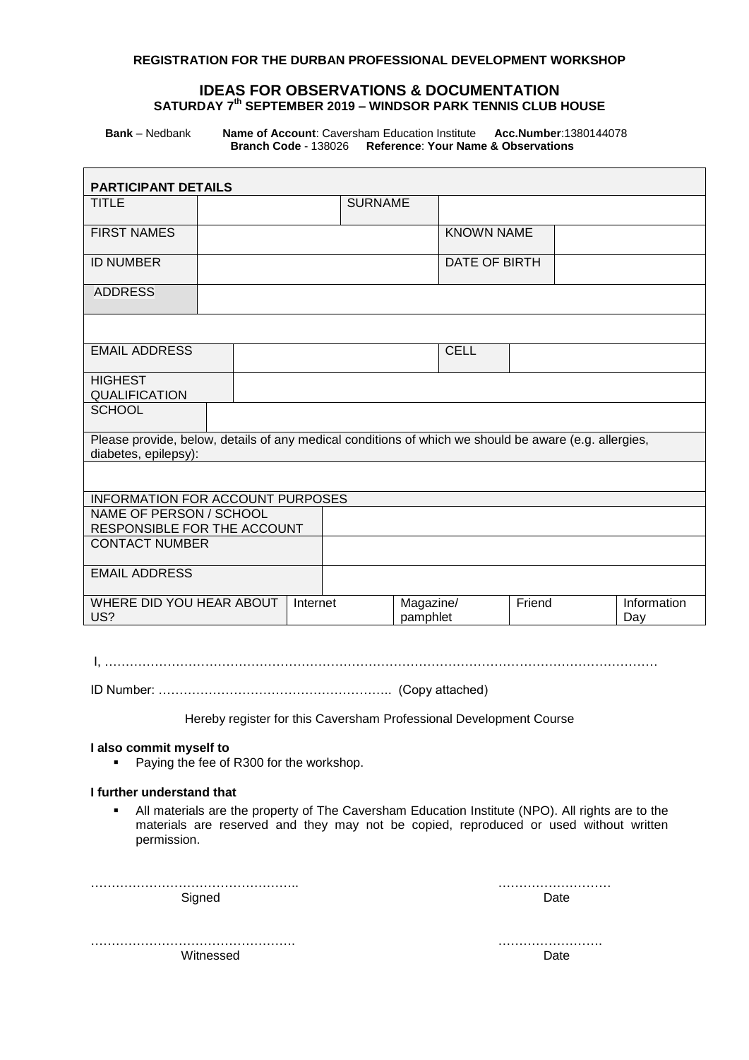**REGISTRATION FOR THE DURBAN PROFESSIONAL DEVELOPMENT WORKSHOP**

## IDEAS FOR OBSERVATIONS & DOCUMENTATION

**SATURDAY 7th SEPTEMBER 2019 – WINDSOR PARK TENNIS CLUB HOUSE**

**Bank** – Nedbank **Name of Account**: Caversham Education Institute **Acc.Number**:1380144078
**Branch Code** - 138026 **Reference**: **Your Name & Observations**

| **PARTICIPANT DETAILS** | | | | | |
|---|---|---|---|---|---|
| TITLE | | SURNAME | | | |
| FIRST NAMES | | | KNOWN NAME | | |
| ID NUMBER | | | DATE OF BIRTH | | |
| ADDRESS | | | | | |
| | | | | | |
| EMAIL ADDRESS | | | CELL | | |
| HIGHEST QUALIFICATION | | | | | |
| SCHOOL | | | | | |
| Please provide, below, details of any medical conditions of which we should be aware (e.g. allergies, diabetes, epilepsy): | | | | | |
| | | | | | |
| INFORMATION FOR ACCOUNT PURPOSES | | | | | |
| NAME OF PERSON / SCHOOL RESPONSIBLE FOR THE ACCOUNT | | | | | |
| CONTACT NUMBER | | | | | |
| EMAIL ADDRESS | | | | | |
| WHERE DID YOU HEAR ABOUT US? | Internet | Magazine/ pamphlet | Friend | Information Day | |

I, …………………………………………………………………………………………………………………

ID Number: ……………………………………………….. (Copy attached)

Hereby register for this Caversham Professional Development Course

**I also commit myself to**

- Paying the fee of R300 for the workshop.

**I further understand that**

- All materials are the property of The Caversham Education Institute (NPO). All rights are to the materials are reserved and they may not be copied, reproduced or used without written permission.

………………………………………….. ………………………
Signed Date

…………………………………………. …………………….
Witnessed Date